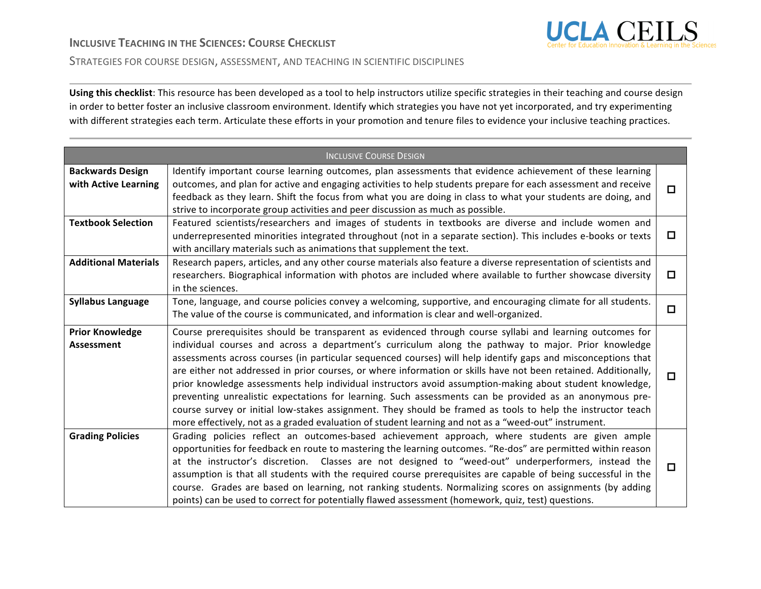# Inclusive Teaching in the Sciences: Course Checklist

UCLA CEILS
Center for Education Innovation & Learning in the Sciences

## Strategies for Course Design, Assessment, and Teaching in Scientific Disciplines

**Using this checklist**: This resource has been developed as a tool to help instructors utilize specific strategies in their teaching and course design in order to better foster an inclusive classroom environment. Identify which strategies you have not yet incorporated, and try experimenting with different strategies each term. Articulate these efforts in your promotion and tenure files to evidence your inclusive teaching practices.

| Inclusive Course Design | | |
|---|---|---|
| **Backwards Design with Active Learning** | Identify important course learning outcomes, plan assessments that evidence achievement of these learning outcomes, and plan for active and engaging activities to help students prepare for each assessment and receive feedback as they learn. Shift the focus from what you are doing in class to what your students are doing, and strive to incorporate group activities and peer discussion as much as possible. | ☐ |
| **Textbook Selection** | Featured scientists/researchers and images of students in textbooks are diverse and include women and underrepresented minorities integrated throughout (not in a separate section). This includes e-books or texts with ancillary materials such as animations that supplement the text. | ☐ |
| **Additional Materials** | Research papers, articles, and any other course materials also feature a diverse representation of scientists and researchers. Biographical information with photos are included where available to further showcase diversity in the sciences. | ☐ |
| **Syllabus Language** | Tone, language, and course policies convey a welcoming, supportive, and encouraging climate for all students. The value of the course is communicated, and information is clear and well-organized. | ☐ |
| **Prior Knowledge Assessment** | Course prerequisites should be transparent as evidenced through course syllabi and learning outcomes for individual courses and across a department's curriculum along the pathway to major. Prior knowledge assessments across courses (in particular sequenced courses) will help identify gaps and misconceptions that are either not addressed in prior courses, or where information or skills have not been retained. Additionally, prior knowledge assessments help individual instructors avoid assumption-making about student knowledge, preventing unrealistic expectations for learning. Such assessments can be provided as an anonymous pre-course survey or initial low-stakes assignment. They should be framed as tools to help the instructor teach more effectively, not as a graded evaluation of student learning and not as a "weed-out" instrument. | ☐ |
| **Grading Policies** | Grading policies reflect an outcomes-based achievement approach, where students are given ample opportunities for feedback en route to mastering the learning outcomes. "Re-dos" are permitted within reason at the instructor's discretion. Classes are not designed to "weed-out" underperformers, instead the assumption is that all students with the required course prerequisites are capable of being successful in the course. Grades are based on learning, not ranking students. Normalizing scores on assignments (by adding points) can be used to correct for potentially flawed assessment (homework, quiz, test) questions. | ☐ |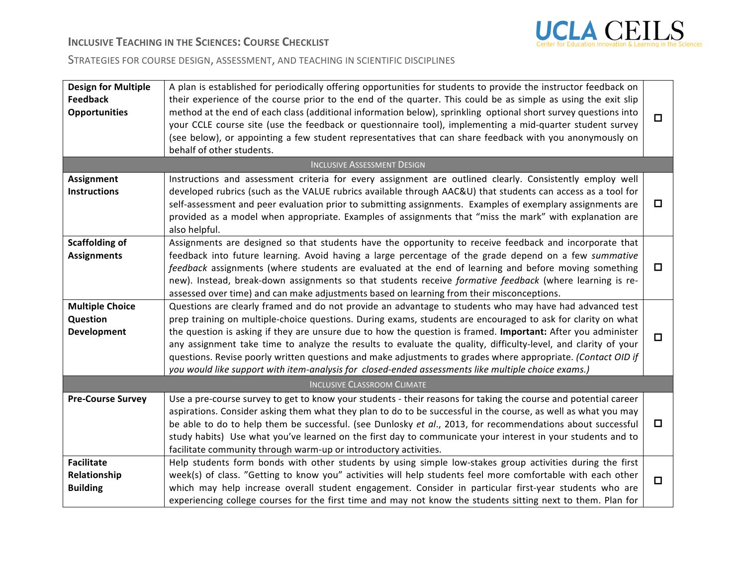# Inclusive Teaching in the Sciences: Course Checklist

Strategies for course design, assessment, and teaching in scientific disciplines

| | | |
|---|---|---|
| **Design for Multiple Feedback Opportunities** | A plan is established for periodically offering opportunities for students to provide the instructor feedback on their experience of the course prior to the end of the quarter. This could be as simple as using the exit slip method at the end of each class (additional information below), sprinkling optional short survey questions into your CCLE course site (use the feedback or questionnaire tool), implementing a mid-quarter student survey (see below), or appointing a few student representatives that can share feedback with you anonymously on behalf of other students. | ☐ |
| | INCLUSIVE ASSESSMENT DESIGN | |
| **Assignment Instructions** | Instructions and assessment criteria for every assignment are outlined clearly. Consistently employ well developed rubrics (such as the VALUE rubrics available through AAC&U) that students can access as a tool for self-assessment and peer evaluation prior to submitting assignments. Examples of exemplary assignments are provided as a model when appropriate. Examples of assignments that "miss the mark" with explanation are also helpful. | ☐ |
| **Scaffolding of Assignments** | Assignments are designed so that students have the opportunity to receive feedback and incorporate that feedback into future learning. Avoid having a large percentage of the grade depend on a few *summative feedback* assignments (where students are evaluated at the end of learning and before moving something new). Instead, break-down assignments so that students receive *formative feedback* (where learning is re-assessed over time) and can make adjustments based on learning from their misconceptions. | ☐ |
| **Multiple Choice Question Development** | Questions are clearly framed and do not provide an advantage to students who may have had advanced test prep training on multiple-choice questions. During exams, students are encouraged to ask for clarity on what the question is asking if they are unsure due to how the question is framed. **Important:** After you administer any assignment take time to analyze the results to evaluate the quality, difficulty-level, and clarity of your questions. Revise poorly written questions and make adjustments to grades where appropriate. *(Contact OID if you would like support with item-analysis for closed-ended assessments like multiple choice exams.)* | ☐ |
| | INCLUSIVE CLASSROOM CLIMATE | |
| **Pre-Course Survey** | Use a pre-course survey to get to know your students - their reasons for taking the course and potential career aspirations. Consider asking them what they plan to do to be successful in the course, as well as what you may be able to do to help them be successful. (see Dunlosky *et al.*, 2013, for recommendations about successful study habits) Use what you've learned on the first day to communicate your interest in your students and to facilitate community through warm-up or introductory activities. | ☐ |
| **Facilitate Relationship Building** | Help students form bonds with other students by using simple low-stakes group activities during the first week(s) of class. "Getting to know you" activities will help students feel more comfortable with each other which may help increase overall student engagement. Consider in particular first-year students who are experiencing college courses for the first time and may not know the students sitting next to them. Plan for | ☐ |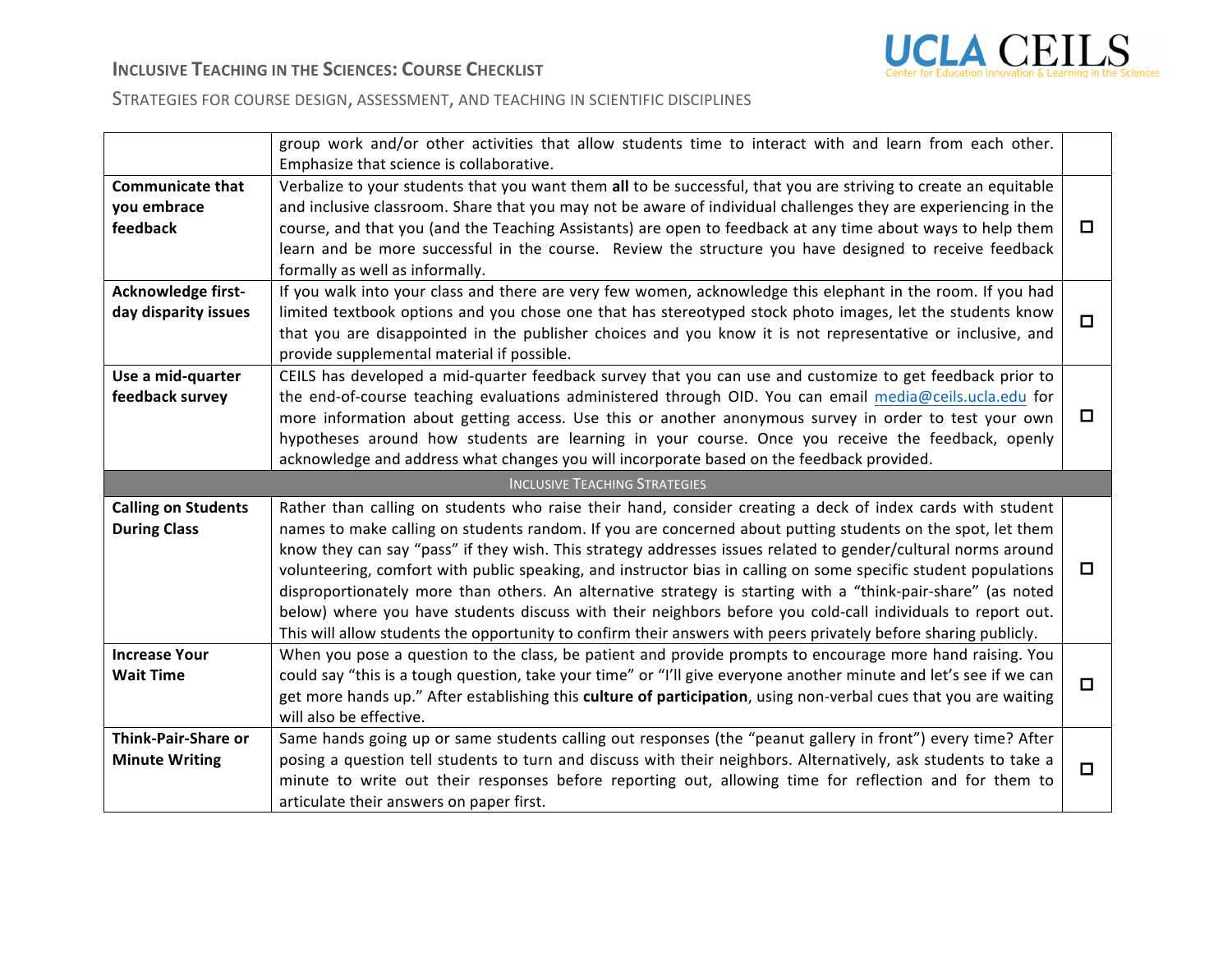| | | |
|---|---|---|
| | group work and/or other activities that allow students time to interact with and learn from each other. Emphasize that science is collaborative. | |
| **Communicate that you embrace feedback** | Verbalize to your students that you want them **all** to be successful, that you are striving to create an equitable and inclusive classroom. Share that you may not be aware of individual challenges they are experiencing in the course, and that you (and the Teaching Assistants) are open to feedback at any time about ways to help them learn and be more successful in the course. Review the structure you have designed to receive feedback formally as well as informally. | ☐ |
| **Acknowledge first-day disparity issues** | If you walk into your class and there are very few women, acknowledge this elephant in the room. If you had limited textbook options and you chose one that has stereotyped stock photo images, let the students know that you are disappointed in the publisher choices and you know it is not representative or inclusive, and provide supplemental material if possible. | ☐ |
| **Use a mid-quarter feedback survey** | CEILS has developed a mid-quarter feedback survey that you can use and customize to get feedback prior to the end-of-course teaching evaluations administered through OID. You can email media@ceils.ucla.edu for more information about getting access. Use this or another anonymous survey in order to test your own hypotheses around how students are learning in your course. Once you receive the feedback, openly acknowledge and address what changes you will incorporate based on the feedback provided. | ☐ |
| | INCLUSIVE TEACHING STRATEGIES | |
| **Calling on Students During Class** | Rather than calling on students who raise their hand, consider creating a deck of index cards with student names to make calling on students random. If you are concerned about putting students on the spot, let them know they can say "pass" if they wish. This strategy addresses issues related to gender/cultural norms around volunteering, comfort with public speaking, and instructor bias in calling on some specific student populations disproportionately more than others. An alternative strategy is starting with a "think-pair-share" (as noted below) where you have students discuss with their neighbors before you cold-call individuals to report out. This will allow students the opportunity to confirm their answers with peers privately before sharing publicly. | ☐ |
| **Increase Your Wait Time** | When you pose a question to the class, be patient and provide prompts to encourage more hand raising. You could say "this is a tough question, take your time" or "I'll give everyone another minute and let's see if we can get more hands up." After establishing this **culture of participation**, using non-verbal cues that you are waiting will also be effective. | ☐ |
| **Think-Pair-Share or Minute Writing** | Same hands going up or same students calling out responses (the "peanut gallery in front") every time? After posing a question tell students to turn and discuss with their neighbors. Alternatively, ask students to take a minute to write out their responses before reporting out, allowing time for reflection and for them to articulate their answers on paper first. | ☐ |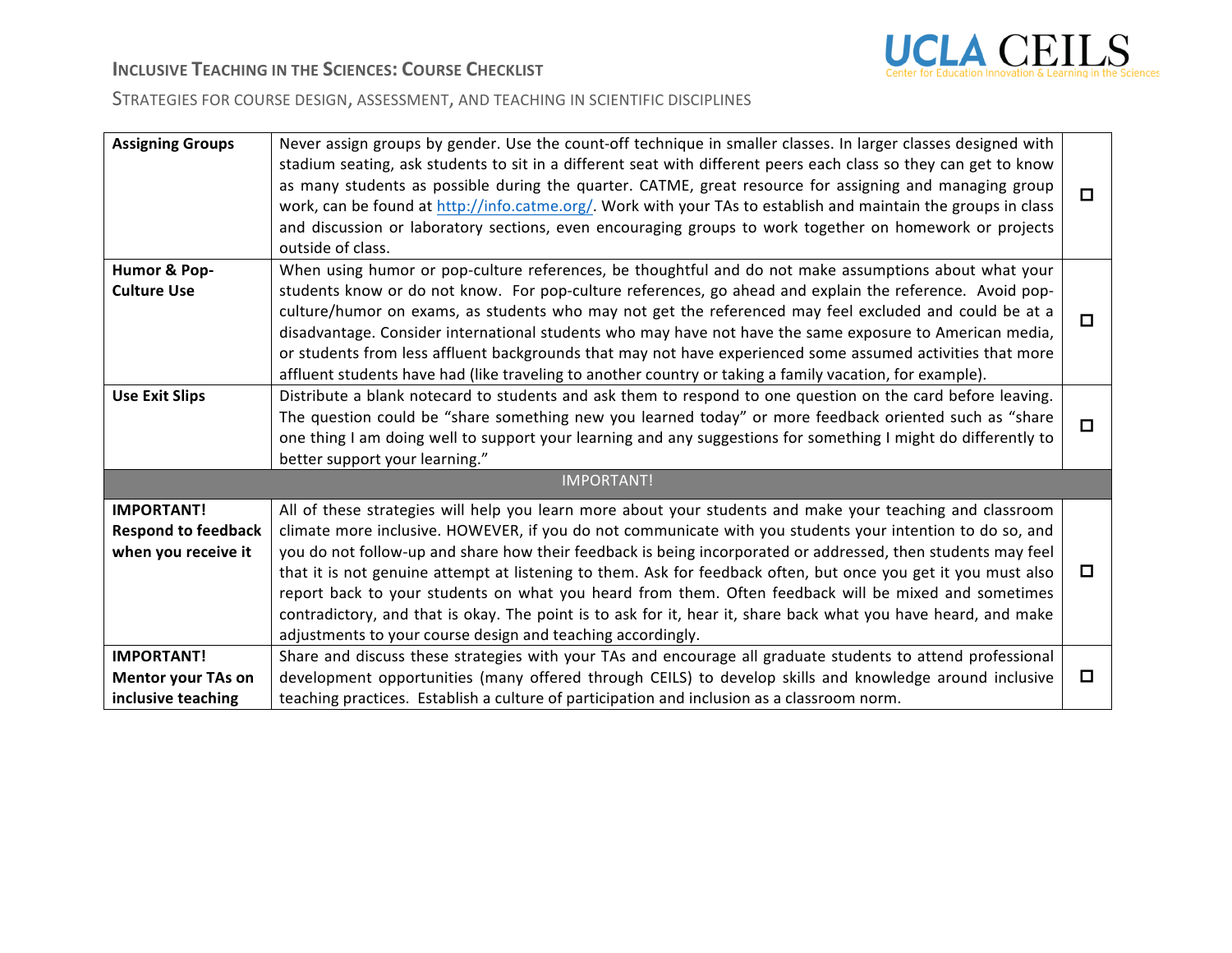| | | |
|---|---|---|
| **Assigning Groups** | Never assign groups by gender. Use the count-off technique in smaller classes. In larger classes designed with stadium seating, ask students to sit in a different seat with different peers each class so they can get to know as many students as possible during the quarter. CATME, great resource for assigning and managing group work, can be found at http://info.catme.org/. Work with your TAs to establish and maintain the groups in class and discussion or laboratory sections, even encouraging groups to work together on homework or projects outside of class. | ☐ |
| **Humor & Pop-Culture Use** | When using humor or pop-culture references, be thoughtful and do not make assumptions about what your students know or do not know. For pop-culture references, go ahead and explain the reference. Avoid pop-culture/humor on exams, as students who may not get the referenced may feel excluded and could be at a disadvantage. Consider international students who may have not have the same exposure to American media, or students from less affluent backgrounds that may not have experienced some assumed activities that more affluent students have had (like traveling to another country or taking a family vacation, for example). | ☐ |
| **Use Exit Slips** | Distribute a blank notecard to students and ask them to respond to one question on the card before leaving. The question could be "share something new you learned today" or more feedback oriented such as "share one thing I am doing well to support your learning and any suggestions for something I might do differently to better support your learning." | ☐ |
| IMPORTANT! | | |
| **IMPORTANT! Respond to feedback when you receive it** | All of these strategies will help you learn more about your students and make your teaching and classroom climate more inclusive. HOWEVER, if you do not communicate with you students your intention to do so, and you do not follow-up and share how their feedback is being incorporated or addressed, then students may feel that it is not genuine attempt at listening to them. Ask for feedback often, but once you get it you must also report back to your students on what you heard from them. Often feedback will be mixed and sometimes contradictory, and that is okay. The point is to ask for it, hear it, share back what you have heard, and make adjustments to your course design and teaching accordingly. | ☐ |
| **IMPORTANT! Mentor your TAs on inclusive teaching** | Share and discuss these strategies with your TAs and encourage all graduate students to attend professional development opportunities (many offered through CEILS) to develop skills and knowledge around inclusive teaching practices. Establish a culture of participation and inclusion as a classroom norm. | ☐ |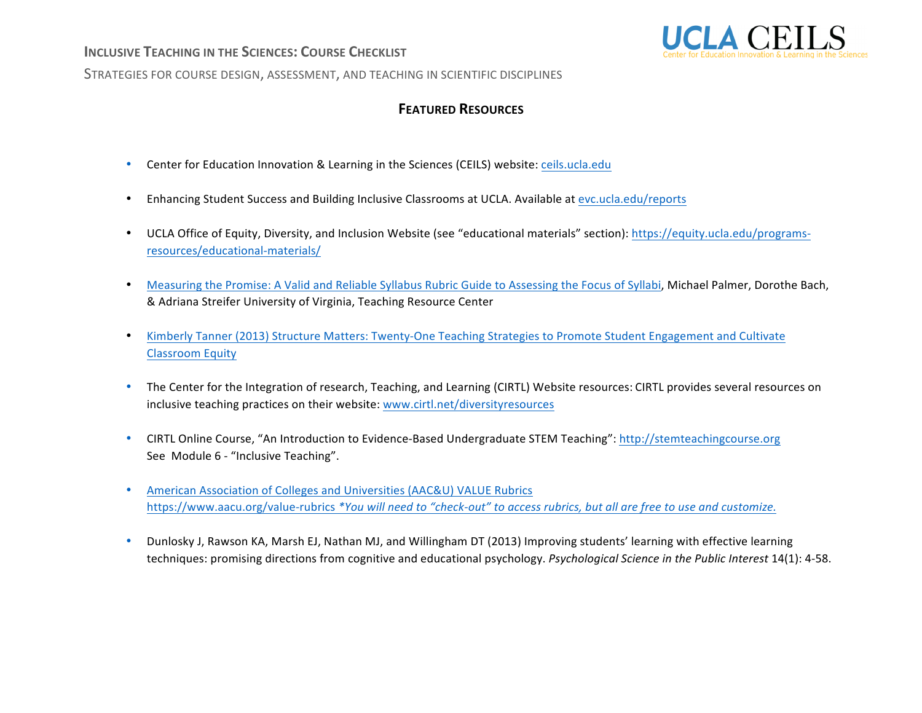## Featured Resources

- Center for Education Innovation & Learning in the Sciences (CEILS) website: ceils.ucla.edu
- Enhancing Student Success and Building Inclusive Classrooms at UCLA. Available at evc.ucla.edu/reports
- UCLA Office of Equity, Diversity, and Inclusion Website (see "educational materials" section): https://equity.ucla.edu/programs-resources/educational-materials/
- Measuring the Promise: A Valid and Reliable Syllabus Rubric Guide to Assessing the Focus of Syllabi, Michael Palmer, Dorothe Bach, & Adriana Streifer University of Virginia, Teaching Resource Center
- Kimberly Tanner (2013) Structure Matters: Twenty-One Teaching Strategies to Promote Student Engagement and Cultivate Classroom Equity
- The Center for the Integration of research, Teaching, and Learning (CIRTL) Website resources: CIRTL provides several resources on inclusive teaching practices on their website: www.cirtl.net/diversityresources
- CIRTL Online Course, "An Introduction to Evidence-Based Undergraduate STEM Teaching": http://stemteachingcourse.org
  See Module 6 - "Inclusive Teaching".
- American Association of Colleges and Universities (AAC&U) VALUE Rubrics
  https://www.aacu.org/value-rubrics *You will need to "check-out" to access rubrics, but all are free to use and customize.*
- Dunlosky J, Rawson KA, Marsh EJ, Nathan MJ, and Willingham DT (2013) Improving students' learning with effective learning techniques: promising directions from cognitive and educational psychology. *Psychological Science in the Public Interest* 14(1): 4-58.